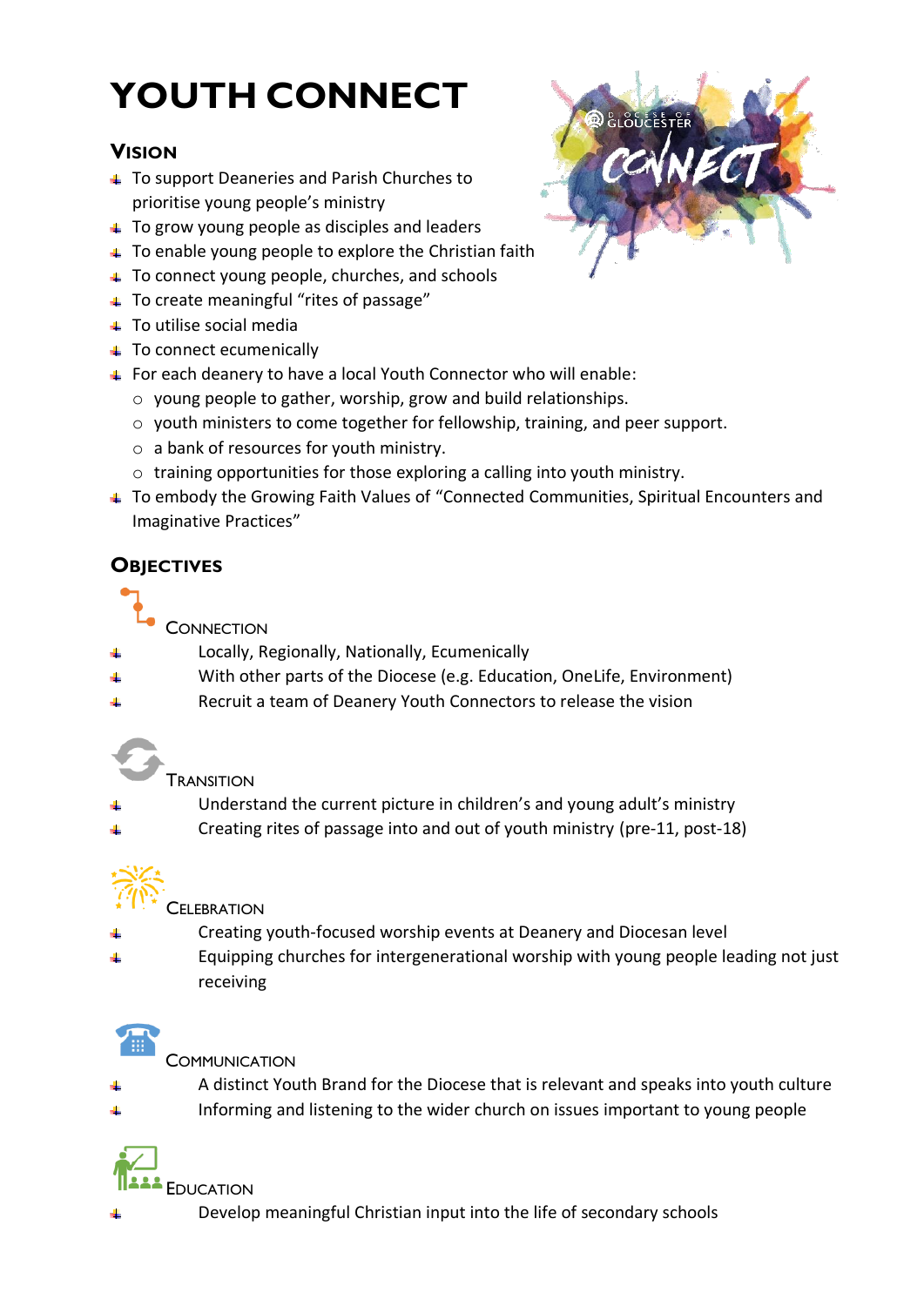# YOUTH CONNECT

## Vision

- To support Deaneries and Parish Churches to prioritise young people's ministry
- To grow young people as disciples and leaders
- To enable young people to explore the Christian faith
- To connect young people, churches, and schools
- To create meaningful "rites of passage"
- To utilise social media
- To connect ecumenically
- For each deanery to have a local Youth Connector who will enable:
  - young people to gather, worship, grow and build relationships.
  - youth ministers to come together for fellowship, training, and peer support.
  - a bank of resources for youth ministry.
  - training opportunities for those exploring a calling into youth ministry.
- To embody the Growing Faith Values of "Connected Communities, Spiritual Encounters and Imaginative Practices"

## Objectives

### Connection

- Locally, Regionally, Nationally, Ecumenically
- With other parts of the Diocese (e.g. Education, OneLife, Environment)
- Recruit a team of Deanery Youth Connectors to release the vision

### Transition

- Understand the current picture in children's and young adult's ministry
- Creating rites of passage into and out of youth ministry (pre-11, post-18)

### Celebration

- Creating youth-focused worship events at Deanery and Diocesan level
- Equipping churches for intergenerational worship with young people leading not just receiving

### Communication

- A distinct Youth Brand for the Diocese that is relevant and speaks into youth culture
- Informing and listening to the wider church on issues important to young people

### Education

- Develop meaningful Christian input into the life of secondary schools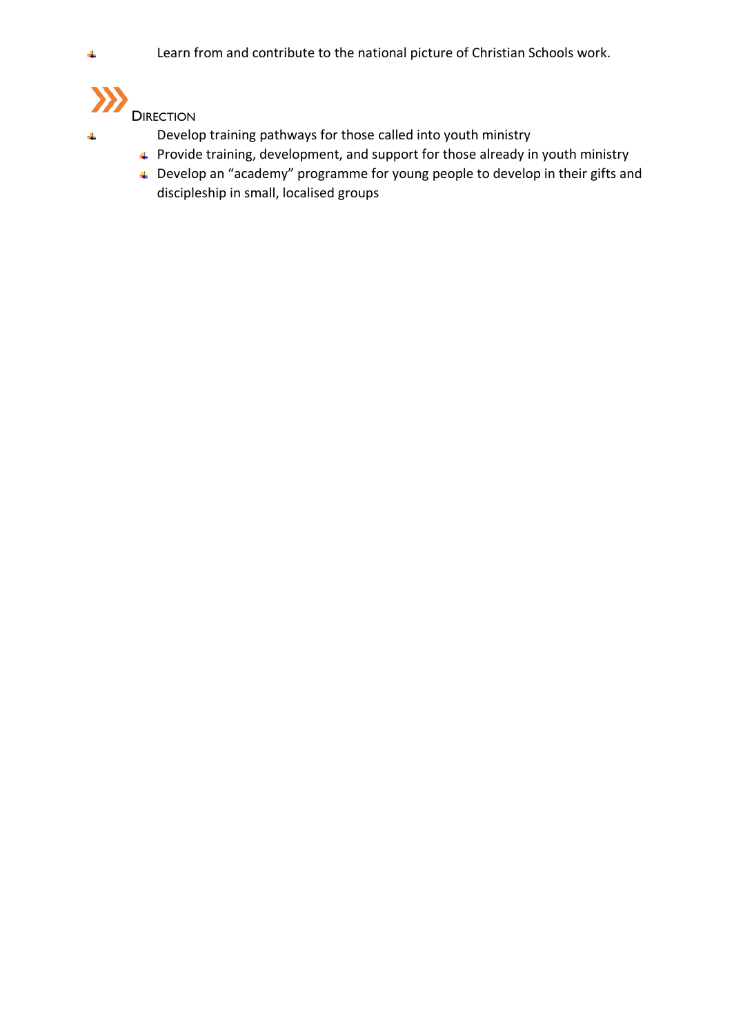- Learn from and contribute to the national picture of Christian Schools work.

## Direction

- Develop training pathways for those called into youth ministry
  - Provide training, development, and support for those already in youth ministry
  - Develop an "academy" programme for young people to develop in their gifts and discipleship in small, localised groups